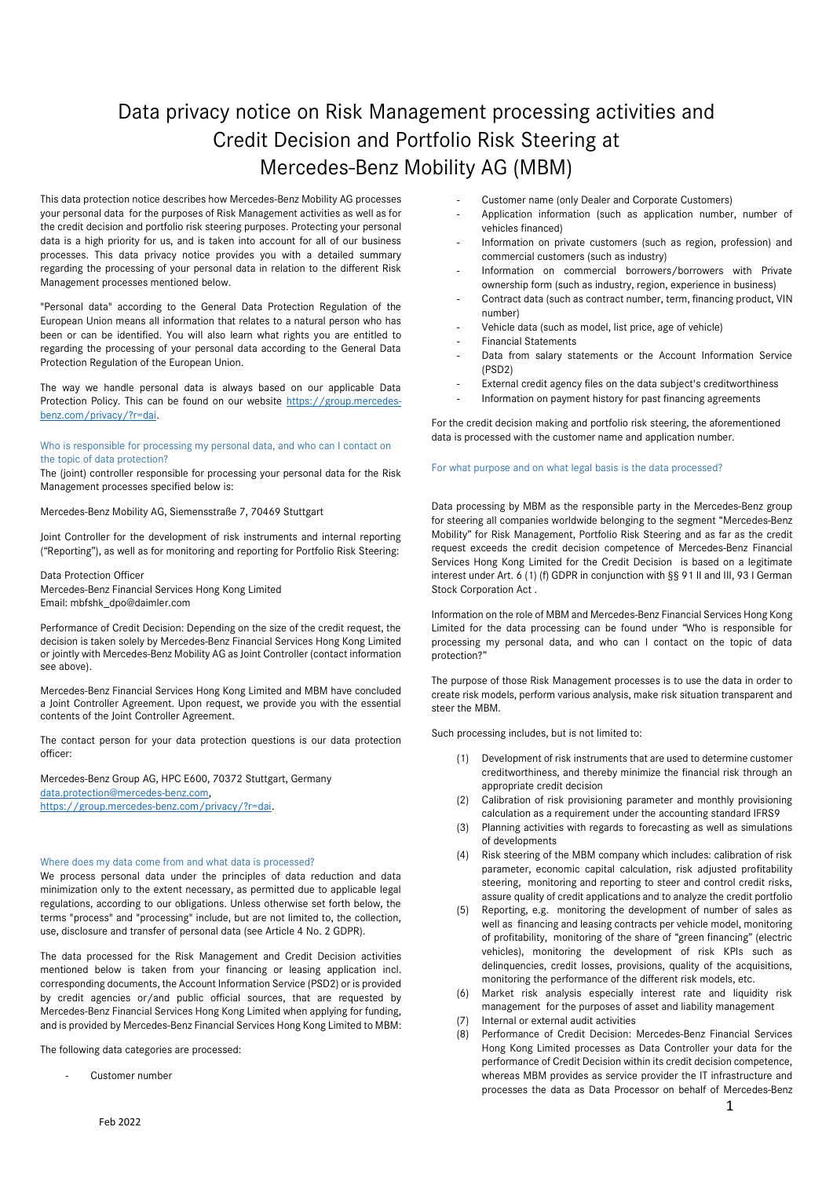# Data privacy notice on Risk Management processing activities and Credit Decision and Portfolio Risk Steering at Mercedes-Benz Mobility AG (MBM)

This data protection notice describes how Mercedes-Benz Mobility AG processes your personal data for the purposes of Risk Management activities as well as for the credit decision and portfolio risk steering purposes. Protecting your personal data is a high priority for us, and is taken into account for all of our business processes. This data privacy notice provides you with a detailed summary regarding the processing of your personal data in relation to the different Risk Management processes mentioned below.

"Personal data" according to the General Data Protection Regulation of the European Union means all information that relates to a natural person who has been or can be identified. You will also learn what rights you are entitled to regarding the processing of your personal data according to the General Data Protection Regulation of the European Union.

The way we handle personal data is always based on our applicable Data Protection Policy. This can be found on our website https://group.mercedes-benz.com/privacy/?r=dai.

## Who is responsible for processing my personal data, and who can I contact on the topic of data protection?

The (joint) controller responsible for processing your personal data for the Risk Management processes specified below is:

Mercedes-Benz Mobility AG, Siemensstraße 7, 70469 Stuttgart

Joint Controller for the development of risk instruments and internal reporting ("Reporting"), as well as for monitoring and reporting for Portfolio Risk Steering:

Data Protection Officer
Mercedes-Benz Financial Services Hong Kong Limited
Email: mbfshk_dpo@daimler.com

Performance of Credit Decision: Depending on the size of the credit request, the decision is taken solely by Mercedes-Benz Financial Services Hong Kong Limited or jointly with Mercedes-Benz Mobility AG as Joint Controller (contact information see above).

Mercedes-Benz Financial Services Hong Kong Limited and MBM have concluded a Joint Controller Agreement. Upon request, we provide you with the essential contents of the Joint Controller Agreement.

The contact person for your data protection questions is our data protection officer:

Mercedes-Benz Group AG, HPC E600, 70372 Stuttgart, Germany
data.protection@mercedes-benz.com,
https://group.mercedes-benz.com/privacy/?r=dai.

## Where does my data come from and what data is processed?

We process personal data under the principles of data reduction and data minimization only to the extent necessary, as permitted due to applicable legal regulations, according to our obligations. Unless otherwise set forth below, the terms "process" and "processing" include, but are not limited to, the collection, use, disclosure and transfer of personal data (see Article 4 No. 2 GDPR).

The data processed for the Risk Management and Credit Decision activities mentioned below is taken from your financing or leasing application incl. corresponding documents, the Account Information Service (PSD2) or is provided by credit agencies or/and public official sources, that are requested by Mercedes-Benz Financial Services Hong Kong Limited when applying for funding, and is provided by Mercedes-Benz Financial Services Hong Kong Limited to MBM:

The following data categories are processed:

- Customer number
- Customer name (only Dealer and Corporate Customers)
- Application information (such as application number, number of vehicles financed)
- Information on private customers (such as region, profession) and commercial customers (such as industry)
- Information on commercial borrowers/borrowers with Private ownership form (such as industry, region, experience in business)
- Contract data (such as contract number, term, financing product, VIN number)
- Vehicle data (such as model, list price, age of vehicle)
- Financial Statements
- Data from salary statements or the Account Information Service (PSD2)
- External credit agency files on the data subject's creditworthiness
- Information on payment history for past financing agreements

For the credit decision making and portfolio risk steering, the aforementioned data is processed with the customer name and application number.

## For what purpose and on what legal basis is the data processed?

Data processing by MBM as the responsible party in the Mercedes-Benz group for steering all companies worldwide belonging to the segment "Mercedes-Benz Mobility" for Risk Management, Portfolio Risk Steering and as far as the credit request exceeds the credit decision competence of Mercedes-Benz Financial Services Hong Kong Limited for the Credit Decision is based on a legitimate interest under Art. 6 (1) (f) GDPR in conjunction with §§ 91 II and III, 93 I German Stock Corporation Act .

Information on the role of MBM and Mercedes-Benz Financial Services Hong Kong Limited for the data processing can be found under "Who is responsible for processing my personal data, and who can I contact on the topic of data protection?"

The purpose of those Risk Management processes is to use the data in order to create risk models, perform various analysis, make risk situation transparent and steer the MBM.

Such processing includes, but is not limited to:

(1) Development of risk instruments that are used to determine customer creditworthiness, and thereby minimize the financial risk through an appropriate credit decision
(2) Calibration of risk provisioning parameter and monthly provisioning calculation as a requirement under the accounting standard IFRS9
(3) Planning activities with regards to forecasting as well as simulations of developments
(4) Risk steering of the MBM company which includes: calibration of risk parameter, economic capital calculation, risk adjusted profitability steering, monitoring and reporting to steer and control credit risks, assure quality of credit applications and to analyze the credit portfolio
(5) Reporting, e.g. monitoring the development of number of sales as well as financing and leasing contracts per vehicle model, monitoring of profitability, monitoring of the share of "green financing" (electric vehicles), monitoring the development of risk KPIs such as delinquencies, credit losses, provisions, quality of the acquisitions, monitoring the performance of the different risk models, etc.
(6) Market risk analysis especially interest rate and liquidity risk management for the purposes of asset and liability management
(7) Internal or external audit activities
(8) Performance of Credit Decision: Mercedes-Benz Financial Services Hong Kong Limited processes as Data Controller your data for the performance of Credit Decision within its credit decision competence, whereas MBM provides as service provider the IT infrastructure and processes the data as Data Processor on behalf of Mercedes-Benz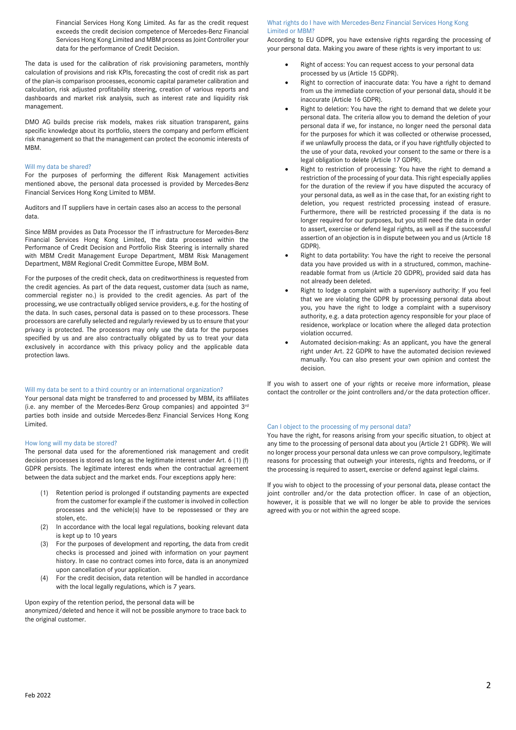Financial Services Hong Kong Limited. As far as the credit request exceeds the credit decision competence of Mercedes-Benz Financial Services Hong Kong Limited and MBM process as Joint Controller your data for the performance of Credit Decision.

The data is used for the calibration of risk provisioning parameters, monthly calculation of provisions and risk KPIs, forecasting the cost of credit risk as part of the plan-is comparison processes, economic capital parameter calibration and calculation, risk adjusted profitability steering, creation of various reports and dashboards and market risk analysis, such as interest rate and liquidity risk management.

DMO AG builds precise risk models, makes risk situation transparent, gains specific knowledge about its portfolio, steers the company and perform efficient risk management so that the management can protect the economic interests of MBM.

### Will my data be shared?

For the purposes of performing the different Risk Management activities mentioned above, the personal data processed is provided by Mercedes-Benz Financial Services Hong Kong Limited to MBM.

Auditors and IT suppliers have in certain cases also an access to the personal data.

Since MBM provides as Data Processor the IT infrastructure for Mercedes-Benz Financial Services Hong Kong Limited, the data processed within the Performance of Credit Decision and Portfolio Risk Steering is internally shared with MBM Credit Management Europe Department, MBM Risk Management Department, MBM Regional Credit Committee Europe, MBM BoM.

For the purposes of the credit check, data on creditworthiness is requested from the credit agencies. As part of the data request, customer data (such as name, commercial register no.) is provided to the credit agencies. As part of the processing, we use contractually obliged service providers, e.g. for the hosting of the data. In such cases, personal data is passed on to these processors. These processors are carefully selected and regularly reviewed by us to ensure that your privacy is protected. The processors may only use the data for the purposes specified by us and are also contractually obligated by us to treat your data exclusively in accordance with this privacy policy and the applicable data protection laws.

### Will my data be sent to a third country or an international organization?

Your personal data might be transferred to and processed by MBM, its affiliates (i.e. any member of the Mercedes-Benz Group companies) and appointed 3rd parties both inside and outside Mercedes-Benz Financial Services Hong Kong Limited.

### How long will my data be stored?

The personal data used for the aforementioned risk management and credit decision processes is stored as long as the legitimate interest under Art. 6 (1) (f) GDPR persists. The legitimate interest ends when the contractual agreement between the data subject and the market ends. Four exceptions apply here:

(1) Retention period is prolonged if outstanding payments are expected from the customer for example if the customer is involved in collection processes and the vehicle(s) have to be repossessed or they are stolen, etc.
(2) In accordance with the local legal regulations, booking relevant data is kept up to 10 years
(3) For the purposes of development and reporting, the data from credit checks is processed and joined with information on your payment history. In case no contract comes into force, data is an anonymized upon cancellation of your application.
(4) For the credit decision, data retention will be handled in accordance with the local legally regulations, which is 7 years.

Upon expiry of the retention period, the personal data will be anonymized/deleted and hence it will not be possible anymore to trace back to the original customer.

### What rights do I have with Mercedes-Benz Financial Services Hong Kong Limited or MBM?

According to EU GDPR, you have extensive rights regarding the processing of your personal data. Making you aware of these rights is very important to us:

- Right of access: You can request access to your personal data processed by us (Article 15 GDPR).
- Right to correction of inaccurate data: You have a right to demand from us the immediate correction of your personal data, should it be inaccurate (Article 16 GDPR).
- Right to deletion: You have the right to demand that we delete your personal data. The criteria allow you to demand the deletion of your personal data if we, for instance, no longer need the personal data for the purposes for which it was collected or otherwise processed, if we unlawfully process the data, or if you have rightfully objected to the use of your data, revoked your consent to the same or there is a legal obligation to delete (Article 17 GDPR).
- Right to restriction of processing: You have the right to demand a restriction of the processing of your data. This right especially applies for the duration of the review if you have disputed the accuracy of your personal data, as well as in the case that, for an existing right to deletion, you request restricted processing instead of erasure. Furthermore, there will be restricted processing if the data is no longer required for our purposes, but you still need the data in order to assert, exercise or defend legal rights, as well as if the successful assertion of an objection is in dispute between you and us (Article 18 GDPR).
- Right to data portability: You have the right to receive the personal data you have provided us with in a structured, common, machine-readable format from us (Article 20 GDPR), provided said data has not already been deleted.
- Right to lodge a complaint with a supervisory authority: If you feel that we are violating the GDPR by processing personal data about you, you have the right to lodge a complaint with a supervisory authority, e.g. a data protection agency responsible for your place of residence, workplace or location where the alleged data protection violation occurred.
- Automated decision-making: As an applicant, you have the general right under Art. 22 GDPR to have the automated decision reviewed manually. You can also present your own opinion and contest the decision.

If you wish to assert one of your rights or receive more information, please contact the controller or the joint controllers and/or the data protection officer.

### Can I object to the processing of my personal data?

You have the right, for reasons arising from your specific situation, to object at any time to the processing of personal data about you (Article 21 GDPR). We will no longer process your personal data unless we can prove compulsory, legitimate reasons for processing that outweigh your interests, rights and freedoms, or if the processing is required to assert, exercise or defend against legal claims.

If you wish to object to the processing of your personal data, please contact the joint controller and/or the data protection officer. In case of an objection, however, it is possible that we will no longer be able to provide the services agreed with you or not within the agreed scope.